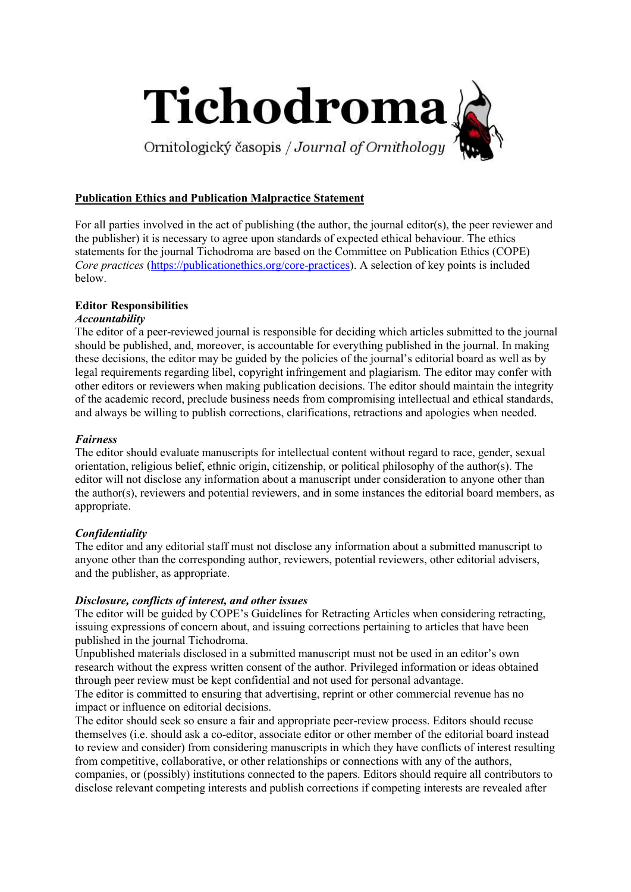# Tichodroma

Ornitologický časopis / *Journal of Ornithology*

**Publication Ethics and Publication Malpractice Statement**

For all parties involved in the act of publishing (the author, the journal editor(s), the peer reviewer and the publisher) it is necessary to agree upon standards of expected ethical behaviour. The ethics statements for the journal Tichodroma are based on the Committee on Publication Ethics (COPE) *Core practices* (https://publicationethics.org/core-practices). A selection of key points is included below.

**Editor Responsibilities**

***Accountability***

The editor of a peer-reviewed journal is responsible for deciding which articles submitted to the journal should be published, and, moreover, is accountable for everything published in the journal. In making these decisions, the editor may be guided by the policies of the journal's editorial board as well as by legal requirements regarding libel, copyright infringement and plagiarism. The editor may confer with other editors or reviewers when making publication decisions. The editor should maintain the integrity of the academic record, preclude business needs from compromising intellectual and ethical standards, and always be willing to publish corrections, clarifications, retractions and apologies when needed.

***Fairness***

The editor should evaluate manuscripts for intellectual content without regard to race, gender, sexual orientation, religious belief, ethnic origin, citizenship, or political philosophy of the author(s). The editor will not disclose any information about a manuscript under consideration to anyone other than the author(s), reviewers and potential reviewers, and in some instances the editorial board members, as appropriate.

***Confidentiality***

The editor and any editorial staff must not disclose any information about a submitted manuscript to anyone other than the corresponding author, reviewers, potential reviewers, other editorial advisers, and the publisher, as appropriate.

***Disclosure, conflicts of interest, and other issues***

The editor will be guided by COPE's Guidelines for Retracting Articles when considering retracting, issuing expressions of concern about, and issuing corrections pertaining to articles that have been published in the journal Tichodroma.

Unpublished materials disclosed in a submitted manuscript must not be used in an editor's own research without the express written consent of the author. Privileged information or ideas obtained through peer review must be kept confidential and not used for personal advantage.

The editor is committed to ensuring that advertising, reprint or other commercial revenue has no impact or influence on editorial decisions.

The editor should seek so ensure a fair and appropriate peer-review process. Editors should recuse themselves (i.e. should ask a co-editor, associate editor or other member of the editorial board instead to review and consider) from considering manuscripts in which they have conflicts of interest resulting from competitive, collaborative, or other relationships or connections with any of the authors, companies, or (possibly) institutions connected to the papers. Editors should require all contributors to disclose relevant competing interests and publish corrections if competing interests are revealed after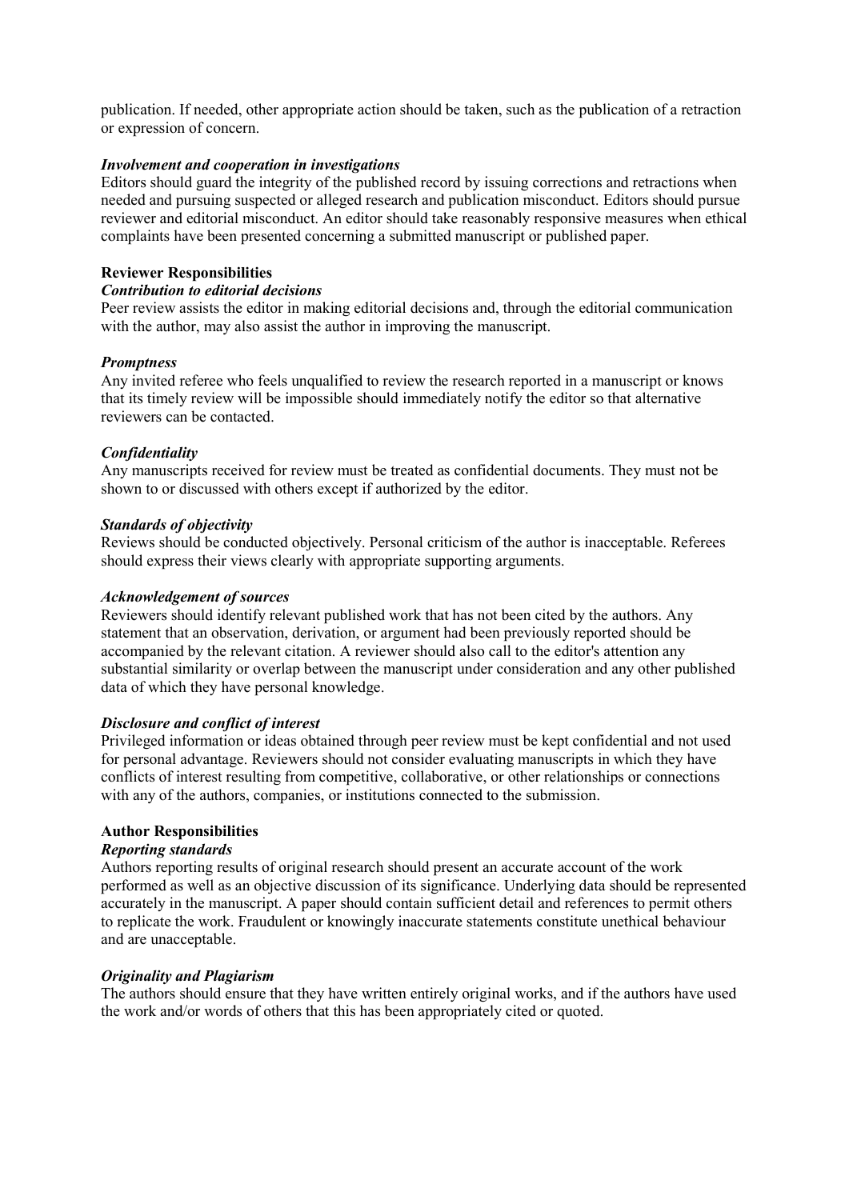publication. If needed, other appropriate action should be taken, such as the publication of a retraction or expression of concern.

***Involvement and cooperation in investigations***

Editors should guard the integrity of the published record by issuing corrections and retractions when needed and pursuing suspected or alleged research and publication misconduct. Editors should pursue reviewer and editorial misconduct. An editor should take reasonably responsive measures when ethical complaints have been presented concerning a submitted manuscript or published paper.

**Reviewer Responsibilities**

***Contribution to editorial decisions***

Peer review assists the editor in making editorial decisions and, through the editorial communication with the author, may also assist the author in improving the manuscript.

***Promptness***

Any invited referee who feels unqualified to review the research reported in a manuscript or knows that its timely review will be impossible should immediately notify the editor so that alternative reviewers can be contacted.

***Confidentiality***

Any manuscripts received for review must be treated as confidential documents. They must not be shown to or discussed with others except if authorized by the editor.

***Standards of objectivity***

Reviews should be conducted objectively. Personal criticism of the author is inacceptable. Referees should express their views clearly with appropriate supporting arguments.

***Acknowledgement of sources***

Reviewers should identify relevant published work that has not been cited by the authors. Any statement that an observation, derivation, or argument had been previously reported should be accompanied by the relevant citation. A reviewer should also call to the editor's attention any substantial similarity or overlap between the manuscript under consideration and any other published data of which they have personal knowledge.

***Disclosure and conflict of interest***

Privileged information or ideas obtained through peer review must be kept confidential and not used for personal advantage. Reviewers should not consider evaluating manuscripts in which they have conflicts of interest resulting from competitive, collaborative, or other relationships or connections with any of the authors, companies, or institutions connected to the submission.

**Author Responsibilities**

***Reporting standards***

Authors reporting results of original research should present an accurate account of the work performed as well as an objective discussion of its significance. Underlying data should be represented accurately in the manuscript. A paper should contain sufficient detail and references to permit others to replicate the work. Fraudulent or knowingly inaccurate statements constitute unethical behaviour and are unacceptable.

***Originality and Plagiarism***

The authors should ensure that they have written entirely original works, and if the authors have used the work and/or words of others that this has been appropriately cited or quoted.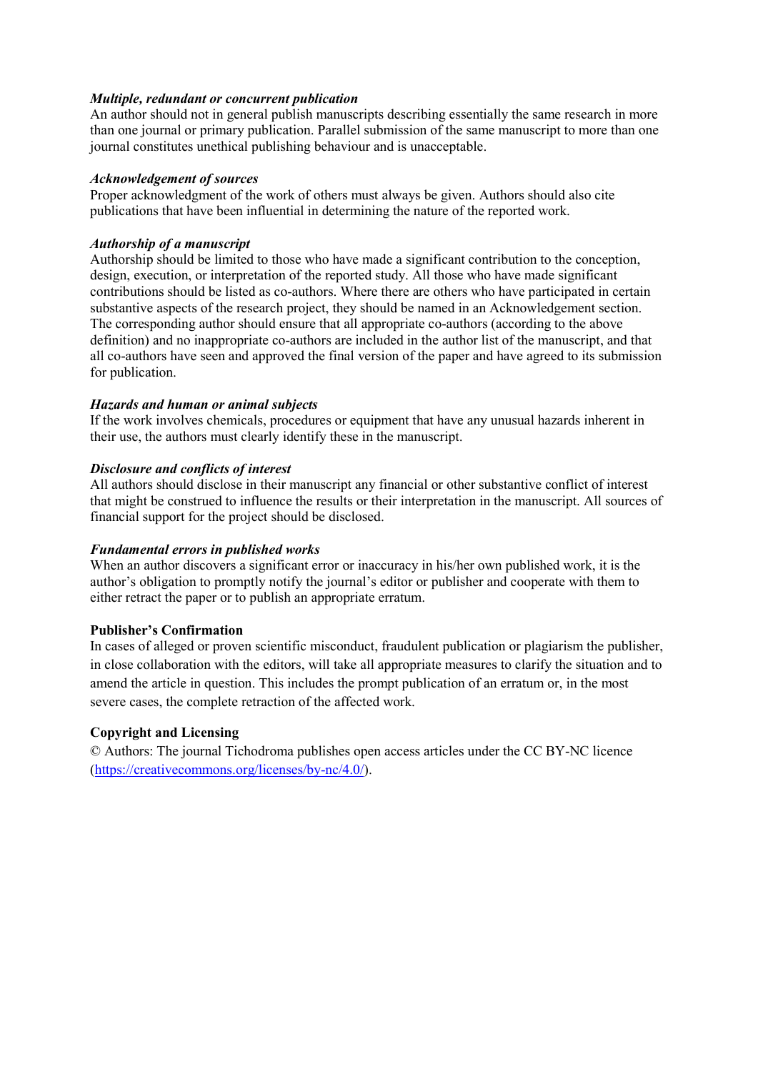***Multiple, redundant or concurrent publication***

An author should not in general publish manuscripts describing essentially the same research in more than one journal or primary publication. Parallel submission of the same manuscript to more than one journal constitutes unethical publishing behaviour and is unacceptable.

***Acknowledgement of sources***

Proper acknowledgment of the work of others must always be given. Authors should also cite publications that have been influential in determining the nature of the reported work.

***Authorship of a manuscript***

Authorship should be limited to those who have made a significant contribution to the conception, design, execution, or interpretation of the reported study. All those who have made significant contributions should be listed as co-authors. Where there are others who have participated in certain substantive aspects of the research project, they should be named in an Acknowledgement section. The corresponding author should ensure that all appropriate co-authors (according to the above definition) and no inappropriate co-authors are included in the author list of the manuscript, and that all co-authors have seen and approved the final version of the paper and have agreed to its submission for publication.

***Hazards and human or animal subjects***

If the work involves chemicals, procedures or equipment that have any unusual hazards inherent in their use, the authors must clearly identify these in the manuscript.

***Disclosure and conflicts of interest***

All authors should disclose in their manuscript any financial or other substantive conflict of interest that might be construed to influence the results or their interpretation in the manuscript. All sources of financial support for the project should be disclosed.

***Fundamental errors in published works***

When an author discovers a significant error or inaccuracy in his/her own published work, it is the author's obligation to promptly notify the journal's editor or publisher and cooperate with them to either retract the paper or to publish an appropriate erratum.

**Publisher's Confirmation**

In cases of alleged or proven scientific misconduct, fraudulent publication or plagiarism the publisher, in close collaboration with the editors, will take all appropriate measures to clarify the situation and to amend the article in question. This includes the prompt publication of an erratum or, in the most severe cases, the complete retraction of the affected work.

**Copyright and Licensing**

© Authors: The journal Tichodroma publishes open access articles under the CC BY-NC licence (https://creativecommons.org/licenses/by-nc/4.0/).